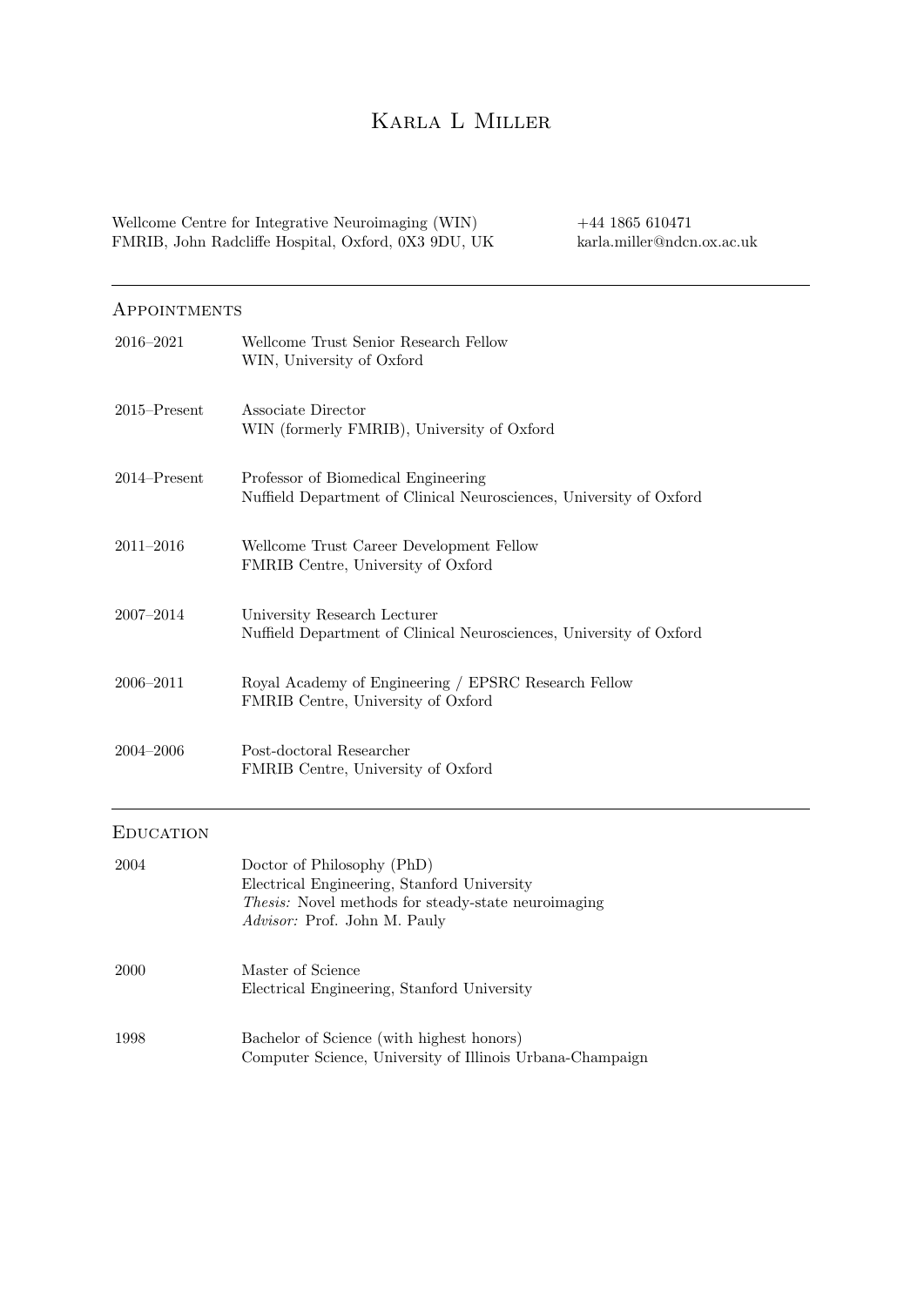# Karla L Miller

Wellcome Centre for Integrative Neuroimaging (WIN)
FMRIB, John Radcliffe Hospital, Oxford, 0X3 9DU, UK

+44 1865 610471
karla.miller@ndcn.ox.ac.uk

---

## Appointments

| | |
|---|---|
| 2016–2021 | Wellcome Trust Senior Research Fellow<br>WIN, University of Oxford |
| 2015–Present | Associate Director<br>WIN (formerly FMRIB), University of Oxford |
| 2014–Present | Professor of Biomedical Engineering<br>Nuffield Department of Clinical Neurosciences, University of Oxford |
| 2011–2016 | Wellcome Trust Career Development Fellow<br>FMRIB Centre, University of Oxford |
| 2007–2014 | University Research Lecturer<br>Nuffield Department of Clinical Neurosciences, University of Oxford |
| 2006–2011 | Royal Academy of Engineering / EPSRC Research Fellow<br>FMRIB Centre, University of Oxford |
| 2004–2006 | Post-doctoral Researcher<br>FMRIB Centre, University of Oxford |

---

## Education

| | |
|---|---|
| 2004 | Doctor of Philosophy (PhD)<br>Electrical Engineering, Stanford University<br>*Thesis:* Novel methods for steady-state neuroimaging<br>*Advisor:* Prof. John M. Pauly |
| 2000 | Master of Science<br>Electrical Engineering, Stanford University |
| 1998 | Bachelor of Science (with highest honors)<br>Computer Science, University of Illinois Urbana-Champaign |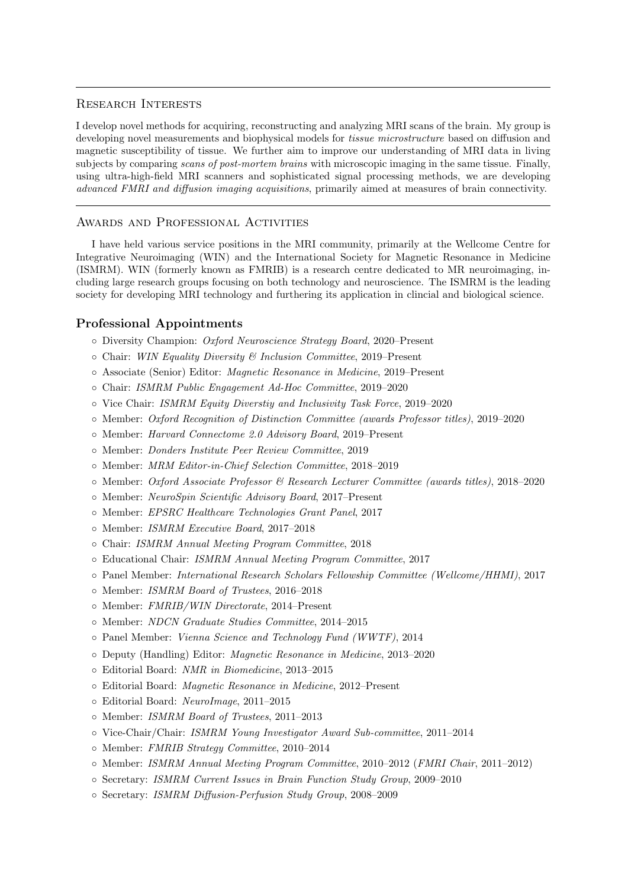## Research Interests

I develop novel methods for acquiring, reconstructing and analyzing MRI scans of the brain. My group is developing novel measurements and biophysical models for *tissue microstructure* based on diffusion and magnetic susceptibility of tissue. We further aim to improve our understanding of MRI data in living subjects by comparing *scans of post-mortem brains* with microscopic imaging in the same tissue. Finally, using ultra-high-field MRI scanners and sophisticated signal processing methods, we are developing *advanced FMRI and diffusion imaging acquisitions*, primarily aimed at measures of brain connectivity.

## Awards and Professional Activities

I have held various service positions in the MRI community, primarily at the Wellcome Centre for Integrative Neuroimaging (WIN) and the International Society for Magnetic Resonance in Medicine (ISMRM). WIN (formerly known as FMRIB) is a research centre dedicated to MR neuroimaging, including large research groups focusing on both technology and neuroscience. The ISMRM is the leading society for developing MRI technology and furthering its application in clincial and biological science.

### Professional Appointments

- Diversity Champion: *Oxford Neuroscience Strategy Board*, 2020–Present
- Chair: *WIN Equality Diversity & Inclusion Committee*, 2019–Present
- Associate (Senior) Editor: *Magnetic Resonance in Medicine*, 2019–Present
- Chair: *ISMRM Public Engagement Ad-Hoc Committee*, 2019–2020
- Vice Chair: *ISMRM Equity Diverstiy and Inclusivity Task Force*, 2019–2020
- Member: *Oxford Recognition of Distinction Committee (awards Professor titles)*, 2019–2020
- Member: *Harvard Connectome 2.0 Advisory Board*, 2019–Present
- Member: *Donders Institute Peer Review Committee*, 2019
- Member: *MRM Editor-in-Chief Selection Committee*, 2018–2019
- Member: *Oxford Associate Professor & Research Lecturer Committee (awards titles)*, 2018–2020
- Member: *NeuroSpin Scientific Advisory Board*, 2017–Present
- Member: *EPSRC Healthcare Technologies Grant Panel*, 2017
- Member: *ISMRM Executive Board*, 2017–2018
- Chair: *ISMRM Annual Meeting Program Committee*, 2018
- Educational Chair: *ISMRM Annual Meeting Program Committee*, 2017
- Panel Member: *International Research Scholars Fellowship Committee (Wellcome/HHMI)*, 2017
- Member: *ISMRM Board of Trustees*, 2016–2018
- Member: *FMRIB/WIN Directorate*, 2014–Present
- Member: *NDCN Graduate Studies Committee*, 2014–2015
- Panel Member: *Vienna Science and Technology Fund (WWTF)*, 2014
- Deputy (Handling) Editor: *Magnetic Resonance in Medicine*, 2013–2020
- Editorial Board: *NMR in Biomedicine*, 2013–2015
- Editorial Board: *Magnetic Resonance in Medicine*, 2012–Present
- Editorial Board: *NeuroImage*, 2011–2015
- Member: *ISMRM Board of Trustees*, 2011–2013
- Vice-Chair/Chair: *ISMRM Young Investigator Award Sub-committee*, 2011–2014
- Member: *FMRIB Strategy Committee*, 2010–2014
- Member: *ISMRM Annual Meeting Program Committee*, 2010–2012 (*FMRI Chair*, 2011–2012)
- Secretary: *ISMRM Current Issues in Brain Function Study Group*, 2009–2010
- Secretary: *ISMRM Diffusion-Perfusion Study Group*, 2008–2009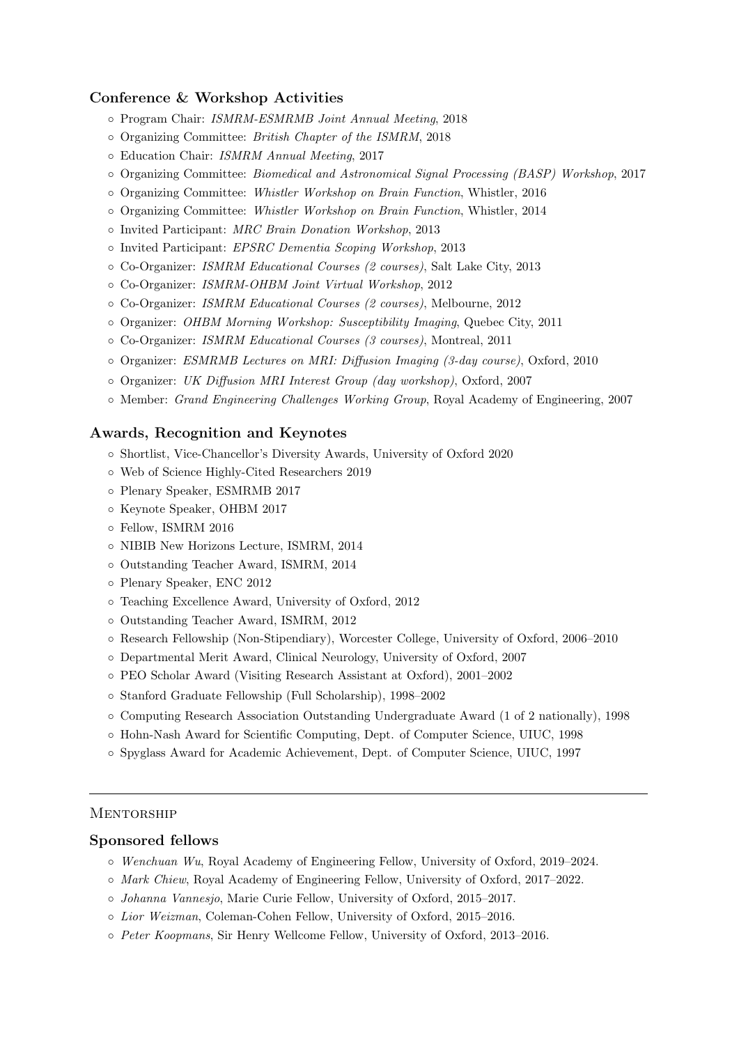### Conference & Workshop Activities

- Program Chair: *ISMRM-ESMRMB Joint Annual Meeting*, 2018
- Organizing Committee: *British Chapter of the ISMRM*, 2018
- Education Chair: *ISMRM Annual Meeting*, 2017
- Organizing Committee: *Biomedical and Astronomical Signal Processing (BASP) Workshop*, 2017
- Organizing Committee: *Whistler Workshop on Brain Function*, Whistler, 2016
- Organizing Committee: *Whistler Workshop on Brain Function*, Whistler, 2014
- Invited Participant: *MRC Brain Donation Workshop*, 2013
- Invited Participant: *EPSRC Dementia Scoping Workshop*, 2013
- Co-Organizer: *ISMRM Educational Courses (2 courses)*, Salt Lake City, 2013
- Co-Organizer: *ISMRM-OHBM Joint Virtual Workshop*, 2012
- Co-Organizer: *ISMRM Educational Courses (2 courses)*, Melbourne, 2012
- Organizer: *OHBM Morning Workshop: Susceptibility Imaging*, Quebec City, 2011
- Co-Organizer: *ISMRM Educational Courses (3 courses)*, Montreal, 2011
- Organizer: *ESMRMB Lectures on MRI: Diffusion Imaging (3-day course)*, Oxford, 2010
- Organizer: *UK Diffusion MRI Interest Group (day workshop)*, Oxford, 2007
- Member: *Grand Engineering Challenges Working Group*, Royal Academy of Engineering, 2007

### Awards, Recognition and Keynotes

- Shortlist, Vice-Chancellor's Diversity Awards, University of Oxford 2020
- Web of Science Highly-Cited Researchers 2019
- Plenary Speaker, ESMRMB 2017
- Keynote Speaker, OHBM 2017
- Fellow, ISMRM 2016
- NIBIB New Horizons Lecture, ISMRM, 2014
- Outstanding Teacher Award, ISMRM, 2014
- Plenary Speaker, ENC 2012
- Teaching Excellence Award, University of Oxford, 2012
- Outstanding Teacher Award, ISMRM, 2012
- Research Fellowship (Non-Stipendiary), Worcester College, University of Oxford, 2006–2010
- Departmental Merit Award, Clinical Neurology, University of Oxford, 2007
- PEO Scholar Award (Visiting Research Assistant at Oxford), 2001–2002
- Stanford Graduate Fellowship (Full Scholarship), 1998–2002
- Computing Research Association Outstanding Undergraduate Award (1 of 2 nationally), 1998
- Hohn-Nash Award for Scientific Computing, Dept. of Computer Science, UIUC, 1998
- Spyglass Award for Academic Achievement, Dept. of Computer Science, UIUC, 1997

---

## Mentorship

### Sponsored fellows

- *Wenchuan Wu*, Royal Academy of Engineering Fellow, University of Oxford, 2019–2024.
- *Mark Chiew*, Royal Academy of Engineering Fellow, University of Oxford, 2017–2022.
- *Johanna Vannesjo*, Marie Curie Fellow, University of Oxford, 2015–2017.
- *Lior Weizman*, Coleman-Cohen Fellow, University of Oxford, 2015–2016.
- *Peter Koopmans*, Sir Henry Wellcome Fellow, University of Oxford, 2013–2016.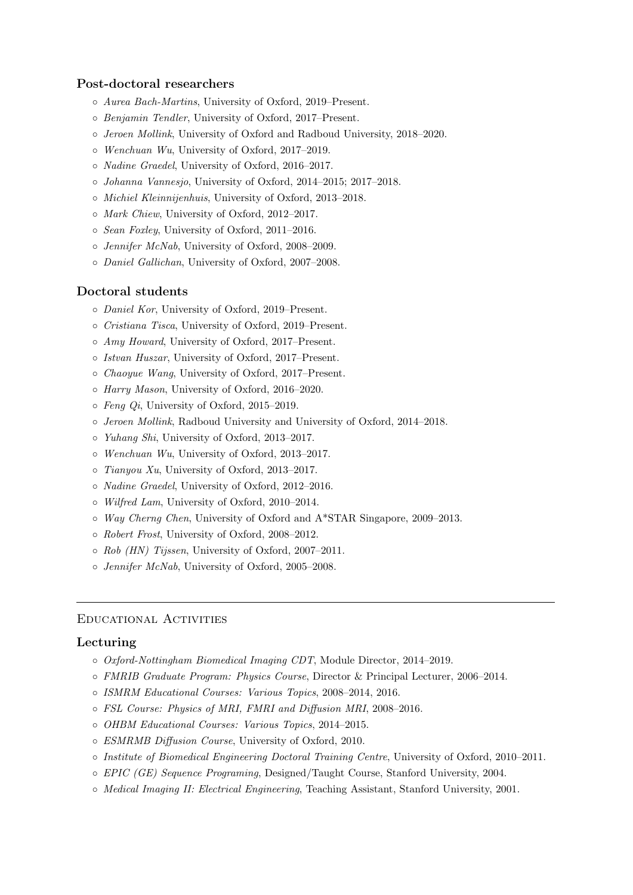### Post-doctoral researchers

- *Aurea Bach-Martins*, University of Oxford, 2019–Present.
- *Benjamin Tendler*, University of Oxford, 2017–Present.
- *Jeroen Mollink*, University of Oxford and Radboud University, 2018–2020.
- *Wenchuan Wu*, University of Oxford, 2017–2019.
- *Nadine Graedel*, University of Oxford, 2016–2017.
- *Johanna Vannesjo*, University of Oxford, 2014–2015; 2017–2018.
- *Michiel Kleinnijenhuis*, University of Oxford, 2013–2018.
- *Mark Chiew*, University of Oxford, 2012–2017.
- *Sean Foxley*, University of Oxford, 2011–2016.
- *Jennifer McNab*, University of Oxford, 2008–2009.
- *Daniel Gallichan*, University of Oxford, 2007–2008.

### Doctoral students

- *Daniel Kor*, University of Oxford, 2019–Present.
- *Cristiana Tisca*, University of Oxford, 2019–Present.
- *Amy Howard*, University of Oxford, 2017–Present.
- *Istvan Huszar*, University of Oxford, 2017–Present.
- *Chaoyue Wang*, University of Oxford, 2017–Present.
- *Harry Mason*, University of Oxford, 2016–2020.
- *Feng Qi*, University of Oxford, 2015–2019.
- *Jeroen Mollink*, Radboud University and University of Oxford, 2014–2018.
- *Yuhang Shi*, University of Oxford, 2013–2017.
- *Wenchuan Wu*, University of Oxford, 2013–2017.
- *Tianyou Xu*, University of Oxford, 2013–2017.
- *Nadine Graedel*, University of Oxford, 2012–2016.
- *Wilfred Lam*, University of Oxford, 2010–2014.
- *Way Cherng Chen*, University of Oxford and A*STAR Singapore, 2009–2013.
- *Robert Frost*, University of Oxford, 2008–2012.
- *Rob (HN) Tijssen*, University of Oxford, 2007–2011.
- *Jennifer McNab*, University of Oxford, 2005–2008.

---

## Educational Activities

### Lecturing

- *Oxford-Nottingham Biomedical Imaging CDT*, Module Director, 2014–2019.
- *FMRIB Graduate Program: Physics Course*, Director & Principal Lecturer, 2006–2014.
- *ISMRM Educational Courses: Various Topics*, 2008–2014, 2016.
- *FSL Course: Physics of MRI, FMRI and Diffusion MRI*, 2008–2016.
- *OHBM Educational Courses: Various Topics*, 2014–2015.
- *ESMRMB Diffusion Course*, University of Oxford, 2010.
- *Institute of Biomedical Engineering Doctoral Training Centre*, University of Oxford, 2010–2011.
- *EPIC (GE) Sequence Programing*, Designed/Taught Course, Stanford University, 2004.
- *Medical Imaging II: Electrical Engineering*, Teaching Assistant, Stanford University, 2001.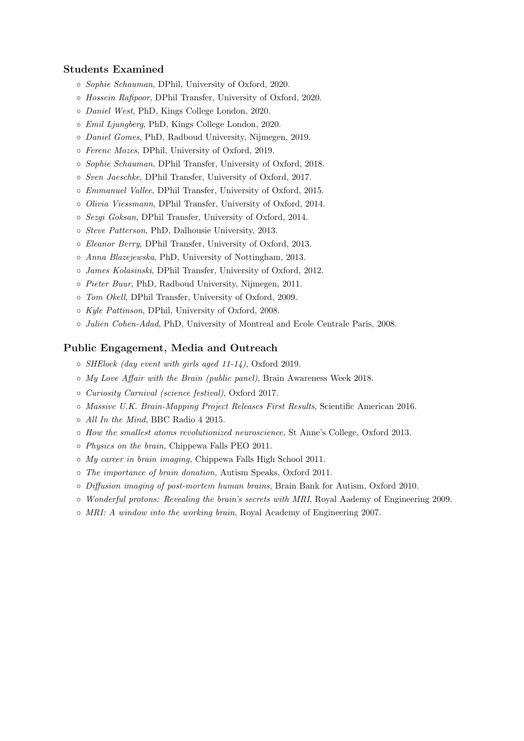### Students Examined

- *Sophie Schauman*, DPhil, University of Oxford, 2020.
- *Hossein Rafipoor*, DPhil Transfer, University of Oxford, 2020.
- *Daniel West*, PhD, Kings College London, 2020.
- *Emil Ljungberg*, PhD, Kings College London, 2020.
- *Daniel Gomes*, PhD, Radboud University, Nijmegen, 2019.
- *Ferenc Mozes*, DPhil, University of Oxford, 2019.
- *Sophie Schauman*, DPhil Transfer, University of Oxford, 2018.
- *Sven Jaeschke*, DPhil Transfer, University of Oxford, 2017.
- *Emmanuel Vallee*, DPhil Transfer, University of Oxford, 2015.
- *Olivia Viessmann*, DPhil Transfer, University of Oxford, 2014.
- *Sezgi Goksan*, DPhil Transfer, University of Oxford, 2014.
- *Steve Patterson*, PhD, Dalhousie University, 2013.
- *Eleanor Berry*, DPhil Transfer, University of Oxford, 2013.
- *Anna Blazejewska*, PhD, University of Nottingham, 2013.
- *James Kolasinski*, DPhil Transfer, University of Oxford, 2012.
- *Pieter Buur*, PhD, Radboud University, Nijmegen, 2011.
- *Tom Okell*, DPhil Transfer, University of Oxford, 2009.
- *Kyle Pattinson*, DPhil, University of Oxford, 2008.
- *Julien Cohen-Adad*, PhD, University of Montreal and Ecole Centrale Paris, 2008.

### Public Engagement, Media and Outreach

- *SHElock (day event with girls aged 11-14)*, Oxford 2019.
- *My Love Affair with the Brain (public panel)*, Brain Awareness Week 2018.
- *Curiosity Carnival (science festival)*, Oxford 2017.
- *Massive U.K. Brain-Mapping Project Releases First Results*, Scientific American 2016.
- *All In the Mind*, BBC Radio 4 2015.
- *How the smallest atoms revolutionized neuroscience,* St Anne's College, Oxford 2013.
- *Physics on the brain,* Chippewa Falls PEO 2011.
- *My career in brain imaging,* Chippewa Falls High School 2011.
- *The importance of brain donation,* Autism Speaks, Oxford 2011.
- *Diffusion imaging of post-mortem human brains,* Brain Bank for Autism, Oxford 2010.
- *Wonderful protons: Revealing the brain's secrets with MRI*, Royal Aademy of Engineering 2009.
- *MRI: A window into the working brain*, Royal Academy of Engineering 2007.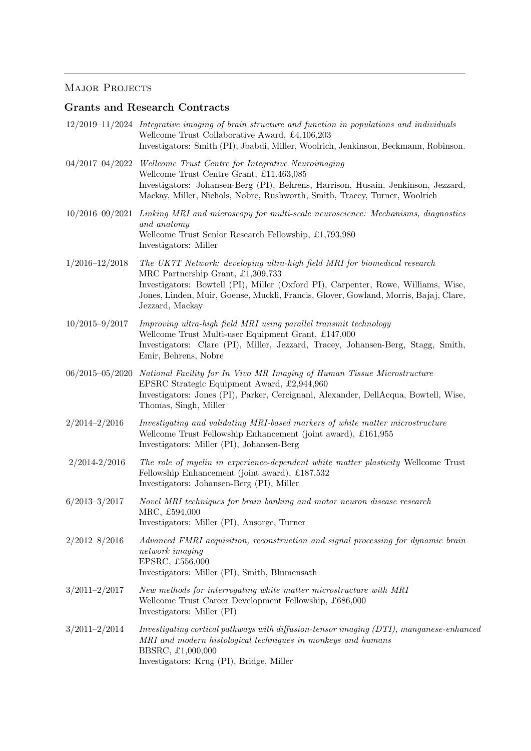## Major Projects

### Grants and Research Contracts

12/2019–11/2024 *Integrative imaging of brain structure and function in populations and individuals*
Wellcome Trust Collaborative Award, £4,106,203
Investigators: Smith (PI), Jbabdi, Miller, Woolrich, Jenkinson, Beckmann, Robinson.

04/2017–04/2022 *Wellcome Trust Centre for Integrative Neuroimaging*
Wellcome Trust Centre Grant, £11.463,085
Investigators: Johansen-Berg (PI), Behrens, Harrison, Husain, Jenkinson, Jezzard, Mackay, Miller, Nichols, Nobre, Rushworth, Smith, Tracey, Turner, Woolrich

10/2016–09/2021 *Linking MRI and microscopy for multi-scale neuroscience: Mechanisms, diagnostics and anatomy*
Wellcome Trust Senior Research Fellowship, £1,793,980
Investigators: Miller

1/2016–12/2018 *The UK7T Network: developing ultra-high field MRI for biomedical research*
MRC Partnership Grant, £1,309,733
Investigators: Bowtell (PI), Miller (Oxford PI), Carpenter, Rowe, Williams, Wise, Jones, Linden, Muir, Goense, Muckli, Francis, Glover, Gowland, Morris, Bajaj, Clare, Jezzard, Mackay

10/2015–9/2017 *Improving ultra-high field MRI using parallel transmit technology*
Wellcome Trust Multi-user Equipment Grant, £147,000
Investigators: Clare (PI), Miller, Jezzard, Tracey, Johansen-Berg, Stagg, Smith, Emir, Behrens, Nobre

06/2015–05/2020 *National Facility for In Vivo MR Imaging of Human Tissue Microstructure*
EPSRC Strategic Equipment Award, £2,944,960
Investigators: Jones (PI), Parker, Cercignani, Alexander, DellAcqua, Bowtell, Wise, Thomas, Singh, Miller

2/2014–2/2016 *Investigating and validating MRI-based markers of white matter microstructure*
Wellcome Trust Fellowship Enhancement (joint award), £161,955
Investigators: Miller (PI), Johansen-Berg

2/2014-2/2016 *The role of myelin in experience-dependent white matter plasticity* Wellcome Trust Fellowship Enhancement (joint award), £187,532
Investigators: Johansen-Berg (PI), Miller

6/2013–3/2017 *Novel MRI techniques for brain banking and motor neuron disease research*
MRC, £594,000
Investigators: Miller (PI), Ansorge, Turner

2/2012–8/2016 *Advanced FMRI acquisition, reconstruction and signal processing for dynamic brain network imaging*
EPSRC, £556,000
Investigators: Miller (PI), Smith, Blumensath

3/2011–2/2017 *New methods for interrogating white matter microstructure with MRI*
Wellcome Trust Career Development Fellowship, £686,000
Investigators: Miller (PI)

3/2011–2/2014 *Investigating cortical pathways with diffusion-tensor imaging (DTI), manganese-enhanced MRI and modern histological techniques in monkeys and humans*
BBSRC, £1,000,000
Investigators: Krug (PI), Bridge, Miller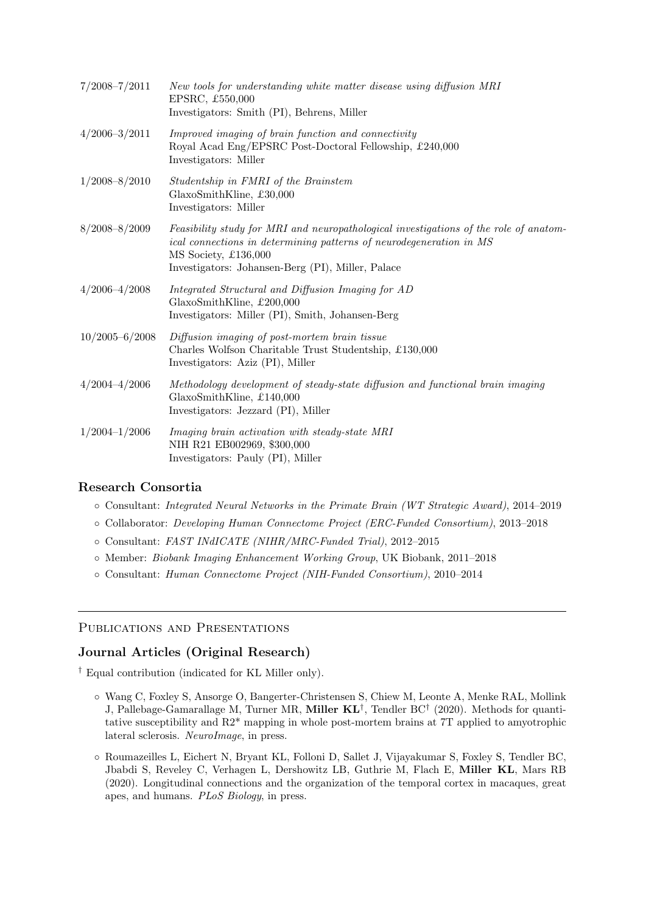| | |
|---|---|
| 7/2008–7/2011 | *New tools for understanding white matter disease using diffusion MRI*<br>EPSRC, £550,000<br>Investigators: Smith (PI), Behrens, Miller |
| 4/2006–3/2011 | *Improved imaging of brain function and connectivity*<br>Royal Acad Eng/EPSRC Post-Doctoral Fellowship, £240,000<br>Investigators: Miller |
| 1/2008–8/2010 | *Studentship in FMRI of the Brainstem*<br>GlaxoSmithKline, £30,000<br>Investigators: Miller |
| 8/2008–8/2009 | *Feasibility study for MRI and neuropathological investigations of the role of anatomical connections in determining patterns of neurodegeneration in MS*<br>MS Society, £136,000<br>Investigators: Johansen-Berg (PI), Miller, Palace |
| 4/2006–4/2008 | *Integrated Structural and Diffusion Imaging for AD*<br>GlaxoSmithKline, £200,000<br>Investigators: Miller (PI), Smith, Johansen-Berg |
| 10/2005–6/2008 | *Diffusion imaging of post-mortem brain tissue*<br>Charles Wolfson Charitable Trust Studentship, £130,000<br>Investigators: Aziz (PI), Miller |
| 4/2004–4/2006 | *Methodology development of steady-state diffusion and functional brain imaging*<br>GlaxoSmithKline, £140,000<br>Investigators: Jezzard (PI), Miller |
| 1/2004–1/2006 | *Imaging brain activation with steady-state MRI*<br>NIH R21 EB002969, $300,000<br>Investigators: Pauly (PI), Miller |

### Research Consortia

- Consultant: *Integrated Neural Networks in the Primate Brain (WT Strategic Award)*, 2014–2019
- Collaborator: *Developing Human Connectome Project (ERC-Funded Consortium)*, 2013–2018
- Consultant: *FAST INdICATE (NIHR/MRC-Funded Trial)*, 2012–2015
- Member: *Biobank Imaging Enhancement Working Group*, UK Biobank, 2011–2018
- Consultant: *Human Connectome Project (NIH-Funded Consortium)*, 2010–2014

## Publications and Presentations

### Journal Articles (Original Research)

† Equal contribution (indicated for KL Miller only).

- Wang C, Foxley S, Ansorge O, Bangerter-Christensen S, Chiew M, Leonte A, Menke RAL, Mollink J, Pallebage-Gamarallage M, Turner MR, **Miller KL**†, Tendler BC† (2020). Methods for quantitative susceptibility and R2* mapping in whole post-mortem brains at 7T applied to amyotrophic lateral sclerosis. *NeuroImage*, in press.
- Roumazeilles L, Eichert N, Bryant KL, Folloni D, Sallet J, Vijayakumar S, Foxley S, Tendler BC, Jbabdi S, Reveley C, Verhagen L, Dershowitz LB, Guthrie M, Flach E, **Miller KL**, Mars RB (2020). Longitudinal connections and the organization of the temporal cortex in macaques, great apes, and humans. *PLoS Biology*, in press.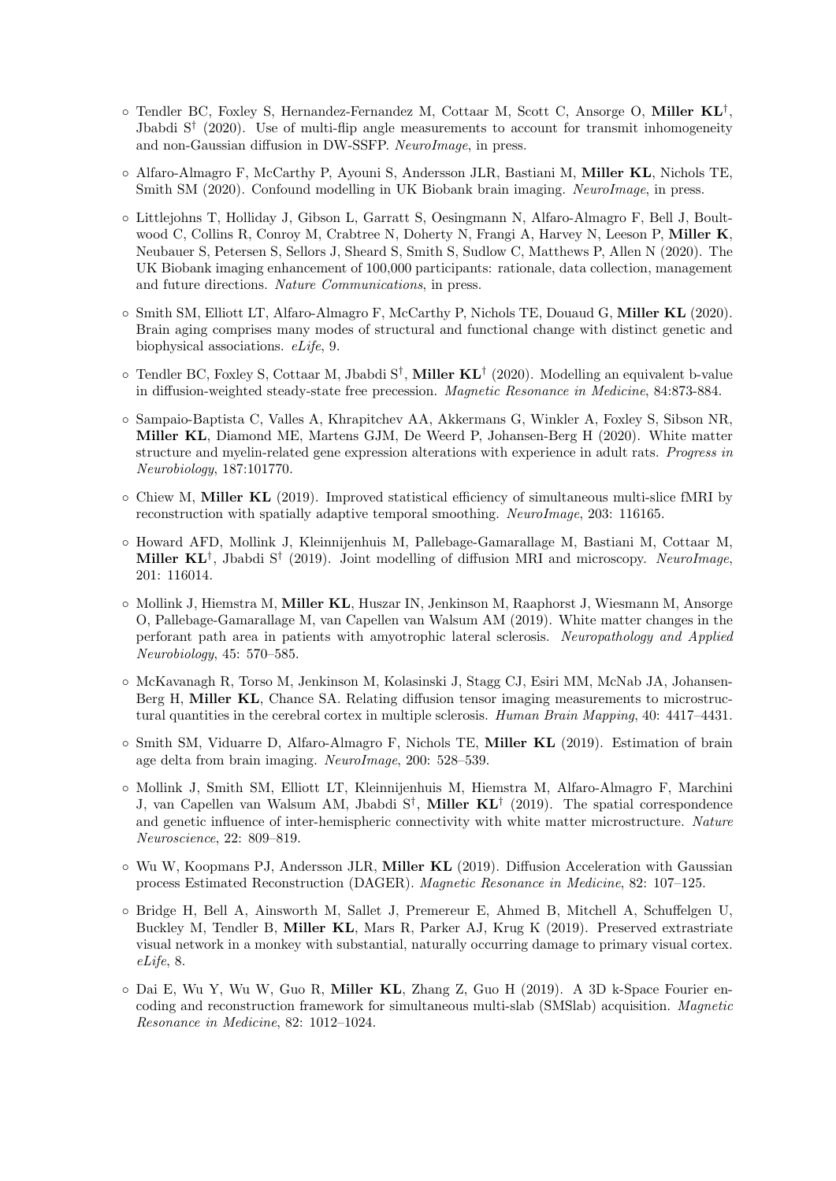- Tendler BC, Foxley S, Hernandez-Fernandez M, Cottaar M, Scott C, Ansorge O, **Miller KL**[†], Jbabdi S[†] (2020). Use of multi-flip angle measurements to account for transmit inhomogeneity and non-Gaussian diffusion in DW-SSFP. *NeuroImage*, in press.

- Alfaro-Almagro F, McCarthy P, Ayouni S, Andersson JLR, Bastiani M, **Miller KL**, Nichols TE, Smith SM (2020). Confound modelling in UK Biobank brain imaging. *NeuroImage*, in press.

- Littlejohns T, Holliday J, Gibson L, Garratt S, Oesingmann N, Alfaro-Almagro F, Bell J, Boultwood C, Collins R, Conroy M, Crabtree N, Doherty N, Frangi A, Harvey N, Leeson P, **Miller K**, Neubauer S, Petersen S, Sellors J, Sheard S, Smith S, Sudlow C, Matthews P, Allen N (2020). The UK Biobank imaging enhancement of 100,000 participants: rationale, data collection, management and future directions. *Nature Communications*, in press.

- Smith SM, Elliott LT, Alfaro-Almagro F, McCarthy P, Nichols TE, Douaud G, **Miller KL** (2020). Brain aging comprises many modes of structural and functional change with distinct genetic and biophysical associations. *eLife*, 9.

- Tendler BC, Foxley S, Cottaar M, Jbabdi S[†], **Miller KL**[†] (2020). Modelling an equivalent b-value in diffusion-weighted steady-state free precession. *Magnetic Resonance in Medicine*, 84:873-884.

- Sampaio-Baptista C, Valles A, Khrapitchev AA, Akkermans G, Winkler A, Foxley S, Sibson NR, **Miller KL**, Diamond ME, Martens GJM, De Weerd P, Johansen-Berg H (2020). White matter structure and myelin-related gene expression alterations with experience in adult rats. *Progress in Neurobiology*, 187:101770.

- Chiew M, **Miller KL** (2019). Improved statistical efficiency of simultaneous multi-slice fMRI by reconstruction with spatially adaptive temporal smoothing. *NeuroImage*, 203: 116165.

- Howard AFD, Mollink J, Kleinnijenhuis M, Pallebage-Gamarallage M, Bastiani M, Cottaar M, **Miller KL**[†], Jbabdi S[†] (2019). Joint modelling of diffusion MRI and microscopy. *NeuroImage*, 201: 116014.

- Mollink J, Hiemstra M, **Miller KL**, Huszar IN, Jenkinson M, Raaphorst J, Wiesmann M, Ansorge O, Pallebage-Gamarallage M, van Capellen van Walsum AM (2019). White matter changes in the perforant path area in patients with amyotrophic lateral sclerosis. *Neuropathology and Applied Neurobiology*, 45: 570–585.

- McKavanagh R, Torso M, Jenkinson M, Kolasinski J, Stagg CJ, Esiri MM, McNab JA, Johansen-Berg H, **Miller KL**, Chance SA. Relating diffusion tensor imaging measurements to microstructural quantities in the cerebral cortex in multiple sclerosis. *Human Brain Mapping*, 40: 4417–4431.

- Smith SM, Viduarre D, Alfaro-Almagro F, Nichols TE, **Miller KL** (2019). Estimation of brain age delta from brain imaging. *NeuroImage*, 200: 528–539.

- Mollink J, Smith SM, Elliott LT, Kleinnijenhuis M, Hiemstra M, Alfaro-Almagro F, Marchini J, van Capellen van Walsum AM, Jbabdi S[†], **Miller KL**[†] (2019). The spatial correspondence and genetic influence of inter-hemispheric connectivity with white matter microstructure. *Nature Neuroscience*, 22: 809–819.

- Wu W, Koopmans PJ, Andersson JLR, **Miller KL** (2019). Diffusion Acceleration with Gaussian process Estimated Reconstruction (DAGER). *Magnetic Resonance in Medicine*, 82: 107–125.

- Bridge H, Bell A, Ainsworth M, Sallet J, Premereur E, Ahmed B, Mitchell A, Schuffelgen U, Buckley M, Tendler B, **Miller KL**, Mars R, Parker AJ, Krug K (2019). Preserved extrastriate visual network in a monkey with substantial, naturally occurring damage to primary visual cortex. *eLife*, 8.

- Dai E, Wu Y, Wu W, Guo R, **Miller KL**, Zhang Z, Guo H (2019). A 3D k-Space Fourier encoding and reconstruction framework for simultaneous multi-slab (SMSlab) acquisition. *Magnetic Resonance in Medicine*, 82: 1012–1024.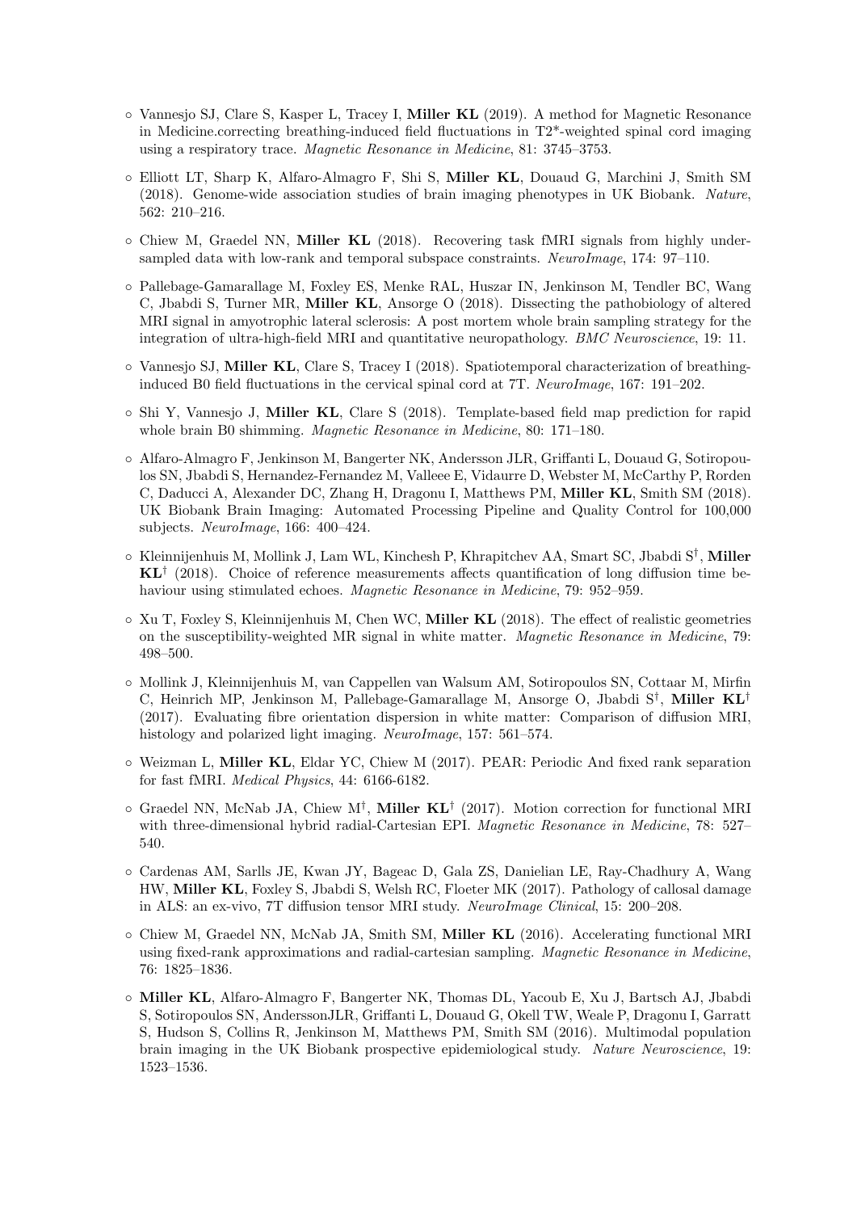- Vannesjo SJ, Clare S, Kasper L, Tracey I, **Miller KL** (2019). A method for Magnetic Resonance in Medicine.correcting breathing-induced field fluctuations in T2*-weighted spinal cord imaging using a respiratory trace. *Magnetic Resonance in Medicine*, 81: 3745–3753.

- Elliott LT, Sharp K, Alfaro-Almagro F, Shi S, **Miller KL**, Douaud G, Marchini J, Smith SM (2018). Genome-wide association studies of brain imaging phenotypes in UK Biobank. *Nature*, 562: 210–216.

- Chiew M, Graedel NN, **Miller KL** (2018). Recovering task fMRI signals from highly under-sampled data with low-rank and temporal subspace constraints. *NeuroImage*, 174: 97–110.

- Pallebage-Gamarallage M, Foxley ES, Menke RAL, Huszar IN, Jenkinson M, Tendler BC, Wang C, Jbabdi S, Turner MR, **Miller KL**, Ansorge O (2018). Dissecting the pathobiology of altered MRI signal in amyotrophic lateral sclerosis: A post mortem whole brain sampling strategy for the integration of ultra-high-field MRI and quantitative neuropathology. *BMC Neuroscience*, 19: 11.

- Vannesjo SJ, **Miller KL**, Clare S, Tracey I (2018). Spatiotemporal characterization of breathing-induced B0 field fluctuations in the cervical spinal cord at 7T. *NeuroImage*, 167: 191–202.

- Shi Y, Vannesjo J, **Miller KL**, Clare S (2018). Template-based field map prediction for rapid whole brain B0 shimming. *Magnetic Resonance in Medicine*, 80: 171–180.

- Alfaro-Almagro F, Jenkinson M, Bangerter NK, Andersson JLR, Griffanti L, Douaud G, Sotiropoulos SN, Jbabdi S, Hernandez-Fernandez M, Valleee E, Vidaurre D, Webster M, McCarthy P, Rorden C, Daducci A, Alexander DC, Zhang H, Dragonu I, Matthews PM, **Miller KL**, Smith SM (2018). UK Biobank Brain Imaging: Automated Processing Pipeline and Quality Control for 100,000 subjects. *NeuroImage*, 166: 400–424.

- Kleinnijenhuis M, Mollink J, Lam WL, Kinchesh P, Khrapitchev AA, Smart SC, Jbabdi S†, **Miller KL**† (2018). Choice of reference measurements affects quantification of long diffusion time behaviour using stimulated echoes. *Magnetic Resonance in Medicine*, 79: 952–959.

- Xu T, Foxley S, Kleinnijenhuis M, Chen WC, **Miller KL** (2018). The effect of realistic geometries on the susceptibility-weighted MR signal in white matter. *Magnetic Resonance in Medicine*, 79: 498–500.

- Mollink J, Kleinnijenhuis M, van Cappellen van Walsum AM, Sotiropoulos SN, Cottaar M, Mirfin C, Heinrich MP, Jenkinson M, Pallebage-Gamarallage M, Ansorge O, Jbabdi S†, **Miller KL**† (2017). Evaluating fibre orientation dispersion in white matter: Comparison of diffusion MRI, histology and polarized light imaging. *NeuroImage*, 157: 561–574.

- Weizman L, **Miller KL**, Eldar YC, Chiew M (2017). PEAR: Periodic And fixed rank separation for fast fMRI. *Medical Physics*, 44: 6166-6182.

- Graedel NN, McNab JA, Chiew M†, **Miller KL**† (2017). Motion correction for functional MRI with three-dimensional hybrid radial-Cartesian EPI. *Magnetic Resonance in Medicine*, 78: 527–540.

- Cardenas AM, Sarlls JE, Kwan JY, Bageac D, Gala ZS, Danielian LE, Ray-Chadhury A, Wang HW, **Miller KL**, Foxley S, Jbabdi S, Welsh RC, Floeter MK (2017). Pathology of callosal damage in ALS: an ex-vivo, 7T diffusion tensor MRI study. *NeuroImage Clinical*, 15: 200–208.

- Chiew M, Graedel NN, McNab JA, Smith SM, **Miller KL** (2016). Accelerating functional MRI using fixed-rank approximations and radial-cartesian sampling. *Magnetic Resonance in Medicine*, 76: 1825–1836.

- **Miller KL**, Alfaro-Almagro F, Bangerter NK, Thomas DL, Yacoub E, Xu J, Bartsch AJ, Jbabdi S, Sotiropoulos SN, AnderssonJLR, Griffanti L, Douaud G, Okell TW, Weale P, Dragonu I, Garratt S, Hudson S, Collins R, Jenkinson M, Matthews PM, Smith SM (2016). Multimodal population brain imaging in the UK Biobank prospective epidemiological study. *Nature Neuroscience*, 19: 1523–1536.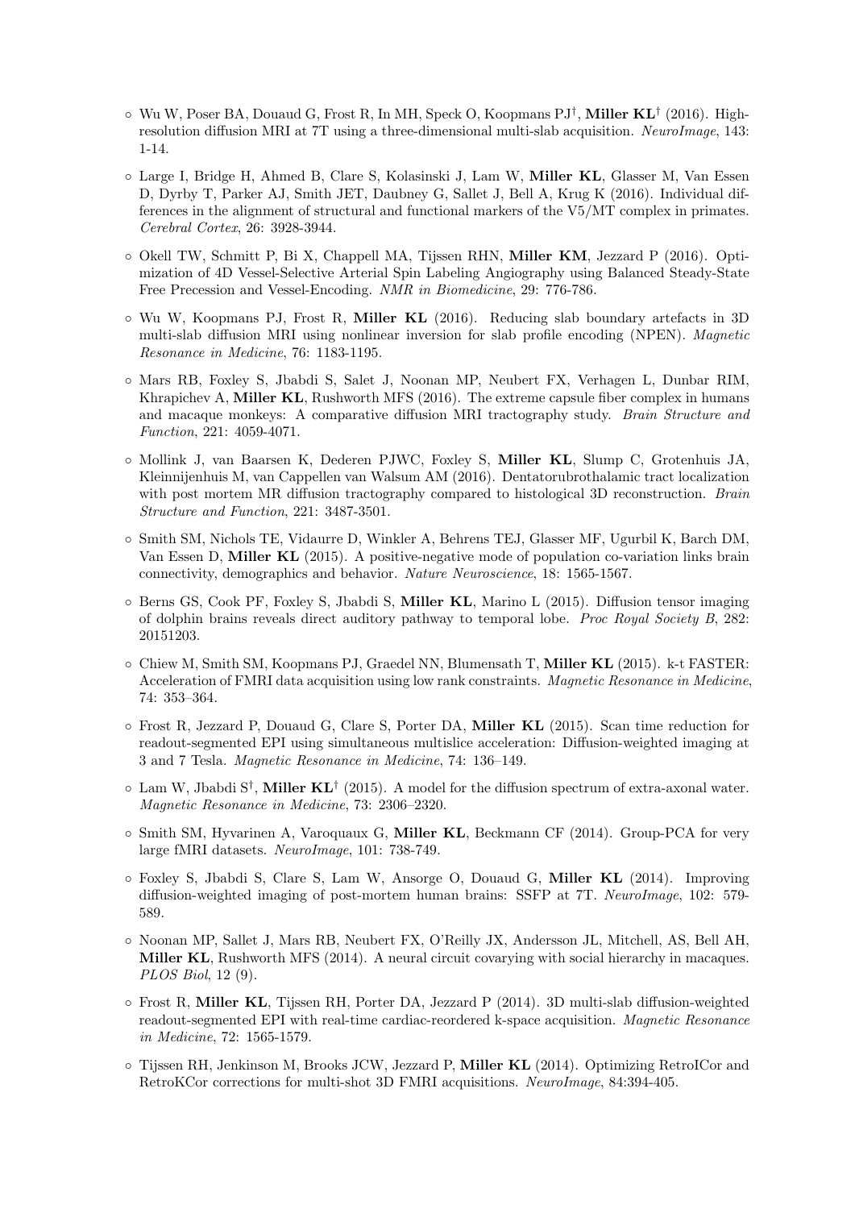- Wu W, Poser BA, Douaud G, Frost R, In MH, Speck O, Koopmans PJ$^{\dagger}$, **Miller KL**$^{\dagger}$ (2016). High-resolution diffusion MRI at 7T using a three-dimensional multi-slab acquisition. *NeuroImage*, 143: 1-14.

- Large I, Bridge H, Ahmed B, Clare S, Kolasinski J, Lam W, **Miller KL**, Glasser M, Van Essen D, Dyrby T, Parker AJ, Smith JET, Daubney G, Sallet J, Bell A, Krug K (2016). Individual differences in the alignment of structural and functional markers of the V5/MT complex in primates. *Cerebral Cortex*, 26: 3928-3944.

- Okell TW, Schmitt P, Bi X, Chappell MA, Tijssen RHN, **Miller KM**, Jezzard P (2016). Optimization of 4D Vessel-Selective Arterial Spin Labeling Angiography using Balanced Steady-State Free Precession and Vessel-Encoding. *NMR in Biomedicine*, 29: 776-786.

- Wu W, Koopmans PJ, Frost R, **Miller KL** (2016). Reducing slab boundary artefacts in 3D multi-slab diffusion MRI using nonlinear inversion for slab profile encoding (NPEN). *Magnetic Resonance in Medicine*, 76: 1183-1195.

- Mars RB, Foxley S, Jbabdi S, Salet J, Noonan MP, Neubert FX, Verhagen L, Dunbar RIM, Khrapichev A, **Miller KL**, Rushworth MFS (2016). The extreme capsule fiber complex in humans and macaque monkeys: A comparative diffusion MRI tractography study. *Brain Structure and Function*, 221: 4059-4071.

- Mollink J, van Baarsen K, Dederen PJWC, Foxley S, **Miller KL**, Slump C, Grotenhuis JA, Kleinnijenhuis M, van Cappellen van Walsum AM (2016). Dentatorubrothalamic tract localization with post mortem MR diffusion tractography compared to histological 3D reconstruction. *Brain Structure and Function*, 221: 3487-3501.

- Smith SM, Nichols TE, Vidaurre D, Winkler A, Behrens TEJ, Glasser MF, Ugurbil K, Barch DM, Van Essen D, **Miller KL** (2015). A positive-negative mode of population co-variation links brain connectivity, demographics and behavior. *Nature Neuroscience*, 18: 1565-1567.

- Berns GS, Cook PF, Foxley S, Jbabdi S, **Miller KL**, Marino L (2015). Diffusion tensor imaging of dolphin brains reveals direct auditory pathway to temporal lobe. *Proc Royal Society B*, 282: 20151203.

- Chiew M, Smith SM, Koopmans PJ, Graedel NN, Blumensath T, **Miller KL** (2015). k-t FASTER: Acceleration of FMRI data acquisition using low rank constraints. *Magnetic Resonance in Medicine*, 74: 353–364.

- Frost R, Jezzard P, Douaud G, Clare S, Porter DA, **Miller KL** (2015). Scan time reduction for readout-segmented EPI using simultaneous multislice acceleration: Diffusion-weighted imaging at 3 and 7 Tesla. *Magnetic Resonance in Medicine*, 74: 136–149.

- Lam W, Jbabdi S$^{\dagger}$, **Miller KL**$^{\dagger}$ (2015). A model for the diffusion spectrum of extra-axonal water. *Magnetic Resonance in Medicine*, 73: 2306–2320.

- Smith SM, Hyvarinen A, Varoquaux G, **Miller KL**, Beckmann CF (2014). Group-PCA for very large fMRI datasets. *NeuroImage*, 101: 738-749.

- Foxley S, Jbabdi S, Clare S, Lam W, Ansorge O, Douaud G, **Miller KL** (2014). Improving diffusion-weighted imaging of post-mortem human brains: SSFP at 7T. *NeuroImage*, 102: 579-589.

- Noonan MP, Sallet J, Mars RB, Neubert FX, O'Reilly JX, Andersson JL, Mitchell, AS, Bell AH, **Miller KL**, Rushworth MFS (2014). A neural circuit covarying with social hierarchy in macaques. *PLOS Biol*, 12 (9).

- Frost R, **Miller KL**, Tijssen RH, Porter DA, Jezzard P (2014). 3D multi-slab diffusion-weighted readout-segmented EPI with real-time cardiac-reordered k-space acquisition. *Magnetic Resonance in Medicine*, 72: 1565-1579.

- Tijssen RH, Jenkinson M, Brooks JCW, Jezzard P, **Miller KL** (2014). Optimizing RetroICor and RetroKCor corrections for multi-shot 3D FMRI acquisitions. *NeuroImage*, 84:394-405.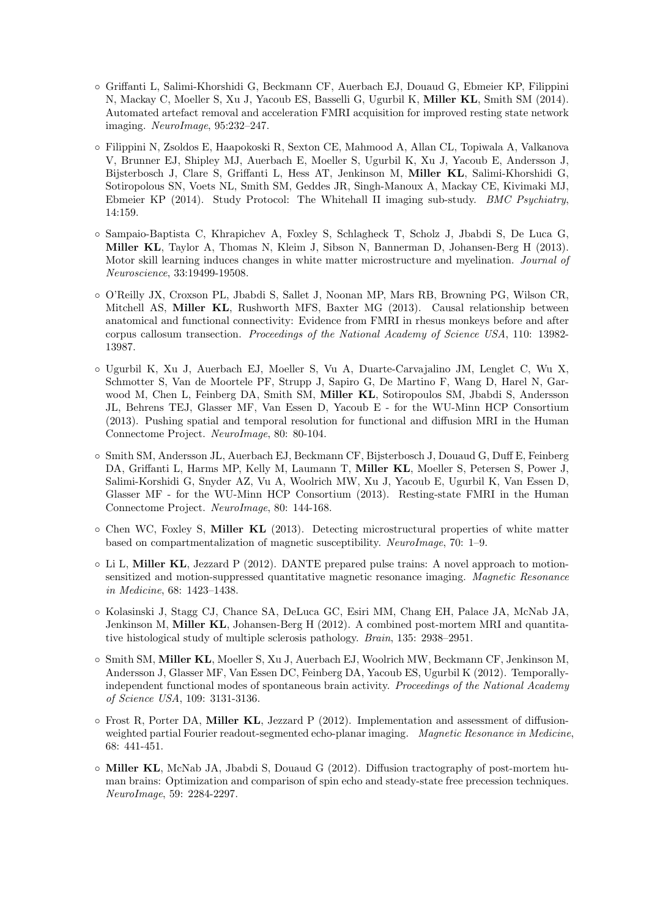- Griffanti L, Salimi-Khorshidi G, Beckmann CF, Auerbach EJ, Douaud G, Ebmeier KP, Filippini N, Mackay C, Moeller S, Xu J, Yacoub ES, Basselli G, Ugurbil K, **Miller KL**, Smith SM (2014). Automated artefact removal and acceleration FMRI acquisition for improved resting state network imaging. *NeuroImage*, 95:232–247.

- Filippini N, Zsoldos E, Haapokoski R, Sexton CE, Mahmood A, Allan CL, Topiwala A, Valkanova V, Brunner EJ, Shipley MJ, Auerbach E, Moeller S, Ugurbil K, Xu J, Yacoub E, Andersson J, Bijsterbosch J, Clare S, Griffanti L, Hess AT, Jenkinson M, **Miller KL**, Salimi-Khorshidi G, Sotiropolous SN, Voets NL, Smith SM, Geddes JR, Singh-Manoux A, Mackay CE, Kivimaki MJ, Ebmeier KP (2014). Study Protocol: The Whitehall II imaging sub-study. *BMC Psychiatry*, 14:159.

- Sampaio-Baptista C, Khrapichev A, Foxley S, Schlagheck T, Scholz J, Jbabdi S, De Luca G, **Miller KL**, Taylor A, Thomas N, Kleim J, Sibson N, Bannerman D, Johansen-Berg H (2013). Motor skill learning induces changes in white matter microstructure and myelination. *Journal of Neuroscience*, 33:19499-19508.

- O'Reilly JX, Croxson PL, Jbabdi S, Sallet J, Noonan MP, Mars RB, Browning PG, Wilson CR, Mitchell AS, **Miller KL**, Rushworth MFS, Baxter MG (2013). Causal relationship between anatomical and functional connectivity: Evidence from FMRI in rhesus monkeys before and after corpus callosum transection. *Proceedings of the National Academy of Science USA*, 110: 13982-13987.

- Ugurbil K, Xu J, Auerbach EJ, Moeller S, Vu A, Duarte-Carvajalino JM, Lenglet C, Wu X, Schmotter S, Van de Moortele PF, Strupp J, Sapiro G, De Martino F, Wang D, Harel N, Garwood M, Chen L, Feinberg DA, Smith SM, **Miller KL**, Sotiropoulos SM, Jbabdi S, Andersson JL, Behrens TEJ, Glasser MF, Van Essen D, Yacoub E - for the WU-Minn HCP Consortium (2013). Pushing spatial and temporal resolution for functional and diffusion MRI in the Human Connectome Project. *NeuroImage*, 80: 80-104.

- Smith SM, Andersson JL, Auerbach EJ, Beckmann CF, Bijsterbosch J, Douaud G, Duff E, Feinberg DA, Griffanti L, Harms MP, Kelly M, Laumann T, **Miller KL**, Moeller S, Petersen S, Power J, Salimi-Korshidi G, Snyder AZ, Vu A, Woolrich MW, Xu J, Yacoub E, Ugurbil K, Van Essen D, Glasser MF - for the WU-Minn HCP Consortium (2013). Resting-state FMRI in the Human Connectome Project. *NeuroImage*, 80: 144-168.

- Chen WC, Foxley S, **Miller KL** (2013). Detecting microstructural properties of white matter based on compartmentalization of magnetic susceptibility. *NeuroImage*, 70: 1–9.

- Li L, **Miller KL**, Jezzard P (2012). DANTE prepared pulse trains: A novel approach to motion-sensitized and motion-suppressed quantitative magnetic resonance imaging. *Magnetic Resonance in Medicine*, 68: 1423–1438.

- Kolasinski J, Stagg CJ, Chance SA, DeLuca GC, Esiri MM, Chang EH, Palace JA, McNab JA, Jenkinson M, **Miller KL**, Johansen-Berg H (2012). A combined post-mortem MRI and quantitative histological study of multiple sclerosis pathology. *Brain*, 135: 2938–2951.

- Smith SM, **Miller KL**, Moeller S, Xu J, Auerbach EJ, Woolrich MW, Beckmann CF, Jenkinson M, Andersson J, Glasser MF, Van Essen DC, Feinberg DA, Yacoub ES, Ugurbil K (2012). Temporally-independent functional modes of spontaneous brain activity. *Proceedings of the National Academy of Science USA*, 109: 3131-3136.

- Frost R, Porter DA, **Miller KL**, Jezzard P (2012). Implementation and assessment of diffusion-weighted partial Fourier readout-segmented echo-planar imaging. *Magnetic Resonance in Medicine*, 68: 441-451.

- **Miller KL**, McNab JA, Jbabdi S, Douaud G (2012). Diffusion tractography of post-mortem human brains: Optimization and comparison of spin echo and steady-state free precession techniques. *NeuroImage*, 59: 2284-2297.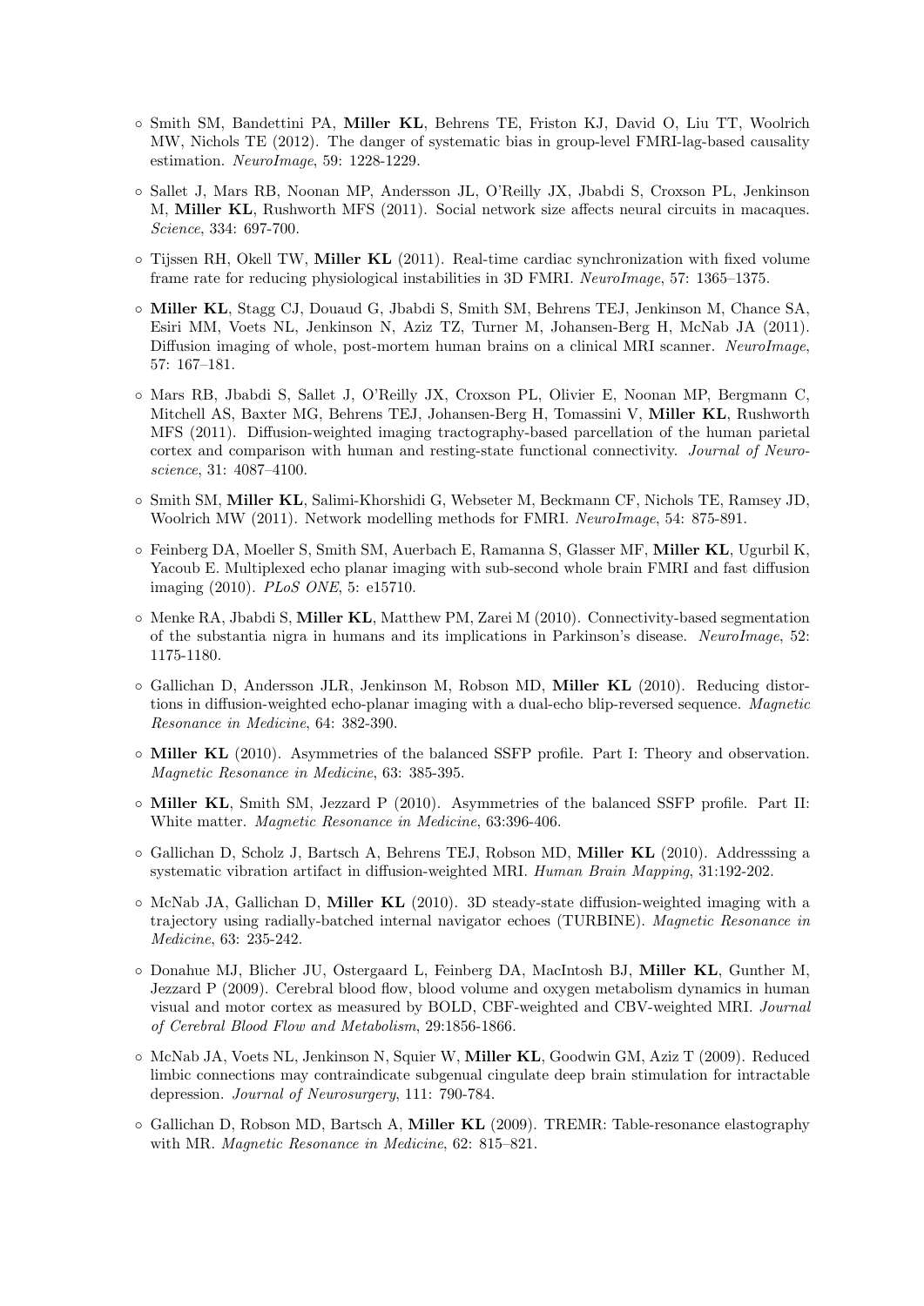- Smith SM, Bandettini PA, **Miller KL**, Behrens TE, Friston KJ, David O, Liu TT, Woolrich MW, Nichols TE (2012). The danger of systematic bias in group-level FMRI-lag-based causality estimation. *NeuroImage*, 59: 1228-1229.

- Sallet J, Mars RB, Noonan MP, Andersson JL, O'Reilly JX, Jbabdi S, Croxson PL, Jenkinson M, **Miller KL**, Rushworth MFS (2011). Social network size affects neural circuits in macaques. *Science*, 334: 697-700.

- Tijssen RH, Okell TW, **Miller KL** (2011). Real-time cardiac synchronization with fixed volume frame rate for reducing physiological instabilities in 3D FMRI. *NeuroImage*, 57: 1365–1375.

- **Miller KL**, Stagg CJ, Douaud G, Jbabdi S, Smith SM, Behrens TEJ, Jenkinson M, Chance SA, Esiri MM, Voets NL, Jenkinson N, Aziz TZ, Turner M, Johansen-Berg H, McNab JA (2011). Diffusion imaging of whole, post-mortem human brains on a clinical MRI scanner. *NeuroImage*, 57: 167–181.

- Mars RB, Jbabdi S, Sallet J, O'Reilly JX, Croxson PL, Olivier E, Noonan MP, Bergmann C, Mitchell AS, Baxter MG, Behrens TEJ, Johansen-Berg H, Tomassini V, **Miller KL**, Rushworth MFS (2011). Diffusion-weighted imaging tractography-based parcellation of the human parietal cortex and comparison with human and resting-state functional connectivity. *Journal of Neuroscience*, 31: 4087–4100.

- Smith SM, **Miller KL**, Salimi-Khorshidi G, Webseter M, Beckmann CF, Nichols TE, Ramsey JD, Woolrich MW (2011). Network modelling methods for FMRI. *NeuroImage*, 54: 875-891.

- Feinberg DA, Moeller S, Smith SM, Auerbach E, Ramanna S, Glasser MF, **Miller KL**, Ugurbil K, Yacoub E. Multiplexed echo planar imaging with sub-second whole brain FMRI and fast diffusion imaging (2010). *PLoS ONE*, 5: e15710.

- Menke RA, Jbabdi S, **Miller KL**, Matthew PM, Zarei M (2010). Connectivity-based segmentation of the substantia nigra in humans and its implications in Parkinson's disease. *NeuroImage*, 52: 1175-1180.

- Gallichan D, Andersson JLR, Jenkinson M, Robson MD, **Miller KL** (2010). Reducing distortions in diffusion-weighted echo-planar imaging with a dual-echo blip-reversed sequence. *Magnetic Resonance in Medicine*, 64: 382-390.

- **Miller KL** (2010). Asymmetries of the balanced SSFP profile. Part I: Theory and observation. *Magnetic Resonance in Medicine*, 63: 385-395.

- **Miller KL**, Smith SM, Jezzard P (2010). Asymmetries of the balanced SSFP profile. Part II: White matter. *Magnetic Resonance in Medicine*, 63:396-406.

- Gallichan D, Scholz J, Bartsch A, Behrens TEJ, Robson MD, **Miller KL** (2010). Addresssing a systematic vibration artifact in diffusion-weighted MRI. *Human Brain Mapping*, 31:192-202.

- McNab JA, Gallichan D, **Miller KL** (2010). 3D steady-state diffusion-weighted imaging with a trajectory using radially-batched internal navigator echoes (TURBINE). *Magnetic Resonance in Medicine*, 63: 235-242.

- Donahue MJ, Blicher JU, Ostergaard L, Feinberg DA, MacIntosh BJ, **Miller KL**, Gunther M, Jezzard P (2009). Cerebral blood flow, blood volume and oxygen metabolism dynamics in human visual and motor cortex as measured by BOLD, CBF-weighted and CBV-weighted MRI. *Journal of Cerebral Blood Flow and Metabolism*, 29:1856-1866.

- McNab JA, Voets NL, Jenkinson N, Squier W, **Miller KL**, Goodwin GM, Aziz T (2009). Reduced limbic connections may contraindicate subgenual cingulate deep brain stimulation for intractable depression. *Journal of Neurosurgery*, 111: 790-784.

- Gallichan D, Robson MD, Bartsch A, **Miller KL** (2009). TREMR: Table-resonance elastography with MR. *Magnetic Resonance in Medicine*, 62: 815–821.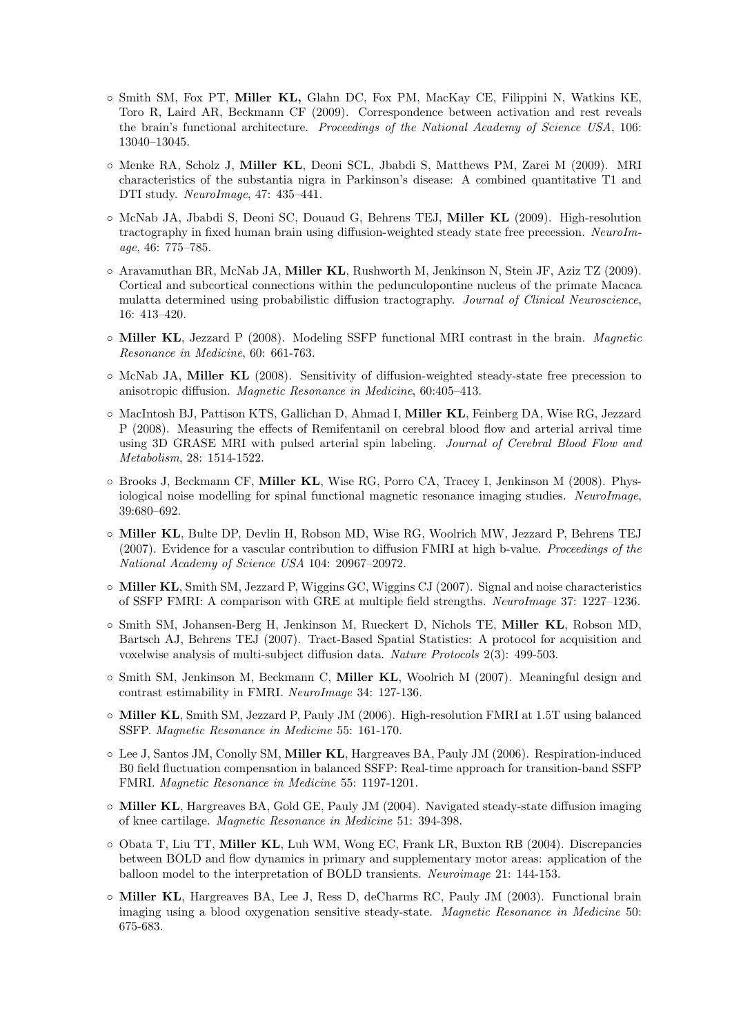- Smith SM, Fox PT, **Miller KL,** Glahn DC, Fox PM, MacKay CE, Filippini N, Watkins KE, Toro R, Laird AR, Beckmann CF (2009). Correspondence between activation and rest reveals the brain's functional architecture. *Proceedings of the National Academy of Science USA*, 106: 13040–13045.

- Menke RA, Scholz J, **Miller KL**, Deoni SCL, Jbabdi S, Matthews PM, Zarei M (2009). MRI characteristics of the substantia nigra in Parkinson's disease: A combined quantitative T1 and DTI study. *NeuroImage*, 47: 435–441.

- McNab JA, Jbabdi S, Deoni SC, Douaud G, Behrens TEJ, **Miller KL** (2009). High-resolution tractography in fixed human brain using diffusion-weighted steady state free precession. *NeuroImage*, 46: 775–785.

- Aravamuthan BR, McNab JA, **Miller KL**, Rushworth M, Jenkinson N, Stein JF, Aziz TZ (2009). Cortical and subcortical connections within the pedunculopontine nucleus of the primate Macaca mulatta determined using probabilistic diffusion tractography. *Journal of Clinical Neuroscience*, 16: 413–420.

- **Miller KL**, Jezzard P (2008). Modeling SSFP functional MRI contrast in the brain. *Magnetic Resonance in Medicine*, 60: 661-763.

- McNab JA, **Miller KL** (2008). Sensitivity of diffusion-weighted steady-state free precession to anisotropic diffusion. *Magnetic Resonance in Medicine*, 60:405–413.

- MacIntosh BJ, Pattison KTS, Gallichan D, Ahmad I, **Miller KL**, Feinberg DA, Wise RG, Jezzard P (2008). Measuring the effects of Remifentanil on cerebral blood flow and arterial arrival time using 3D GRASE MRI with pulsed arterial spin labeling. *Journal of Cerebral Blood Flow and Metabolism*, 28: 1514-1522.

- Brooks J, Beckmann CF, **Miller KL**, Wise RG, Porro CA, Tracey I, Jenkinson M (2008). Physiological noise modelling for spinal functional magnetic resonance imaging studies. *NeuroImage*, 39:680–692.

- **Miller KL**, Bulte DP, Devlin H, Robson MD, Wise RG, Woolrich MW, Jezzard P, Behrens TEJ (2007). Evidence for a vascular contribution to diffusion FMRI at high b-value. *Proceedings of the National Academy of Science USA* 104: 20967–20972.

- **Miller KL**, Smith SM, Jezzard P, Wiggins GC, Wiggins CJ (2007). Signal and noise characteristics of SSFP FMRI: A comparison with GRE at multiple field strengths. *NeuroImage* 37: 1227–1236.

- Smith SM, Johansen-Berg H, Jenkinson M, Rueckert D, Nichols TE, **Miller KL**, Robson MD, Bartsch AJ, Behrens TEJ (2007). Tract-Based Spatial Statistics: A protocol for acquisition and voxelwise analysis of multi-subject diffusion data. *Nature Protocols* 2(3): 499-503.

- Smith SM, Jenkinson M, Beckmann C, **Miller KL**, Woolrich M (2007). Meaningful design and contrast estimability in FMRI. *NeuroImage* 34: 127-136.

- **Miller KL**, Smith SM, Jezzard P, Pauly JM (2006). High-resolution FMRI at 1.5T using balanced SSFP. *Magnetic Resonance in Medicine* 55: 161-170.

- Lee J, Santos JM, Conolly SM, **Miller KL**, Hargreaves BA, Pauly JM (2006). Respiration-induced B0 field fluctuation compensation in balanced SSFP: Real-time approach for transition-band SSFP FMRI. *Magnetic Resonance in Medicine* 55: 1197-1201.

- **Miller KL**, Hargreaves BA, Gold GE, Pauly JM (2004). Navigated steady-state diffusion imaging of knee cartilage. *Magnetic Resonance in Medicine* 51: 394-398.

- Obata T, Liu TT, **Miller KL**, Luh WM, Wong EC, Frank LR, Buxton RB (2004). Discrepancies between BOLD and flow dynamics in primary and supplementary motor areas: application of the balloon model to the interpretation of BOLD transients. *Neuroimage* 21: 144-153.

- **Miller KL**, Hargreaves BA, Lee J, Ress D, deCharms RC, Pauly JM (2003). Functional brain imaging using a blood oxygenation sensitive steady-state. *Magnetic Resonance in Medicine* 50: 675-683.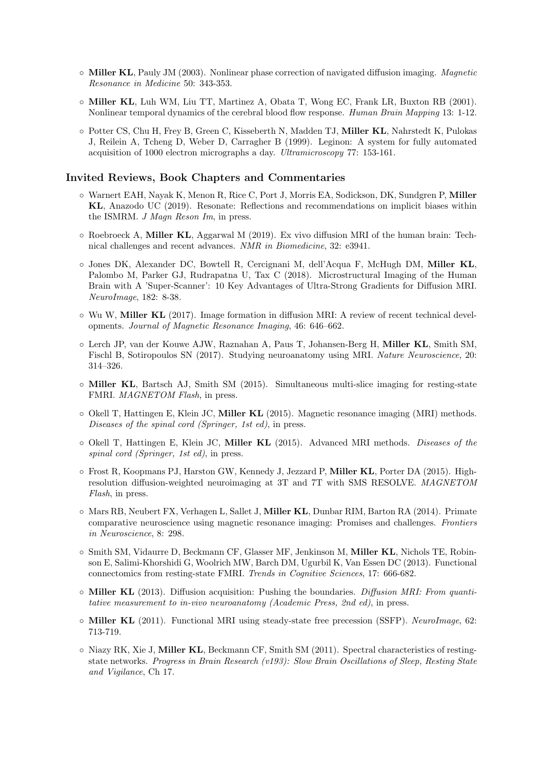- **Miller KL**, Pauly JM (2003). Nonlinear phase correction of navigated diffusion imaging. *Magnetic Resonance in Medicine* 50: 343-353.

- **Miller KL**, Luh WM, Liu TT, Martinez A, Obata T, Wong EC, Frank LR, Buxton RB (2001). Nonlinear temporal dynamics of the cerebral blood flow response. *Human Brain Mapping* 13: 1-12.

- Potter CS, Chu H, Frey B, Green C, Kisseberth N, Madden TJ, **Miller KL**, Nahrstedt K, Pulokas J, Reilein A, Tcheng D, Weber D, Carragher B (1999). Leginon: A system for fully automated acquisition of 1000 electron micrographs a day. *Ultramicroscopy* 77: 153-161.

## Invited Reviews, Book Chapters and Commentaries

- Warnert EAH, Nayak K, Menon R, Rice C, Port J, Morris EA, Sodickson, DK, Sundgren P, **Miller KL**, Anazodo UC (2019). Resonate: Reflections and recommendations on implicit biases within the ISMRM. *J Magn Reson Im*, in press.

- Roebroeck A, **Miller KL**, Aggarwal M (2019). Ex vivo diffusion MRI of the human brain: Technical challenges and recent advances. *NMR in Biomedicine*, 32: e3941.

- Jones DK, Alexander DC, Bowtell R, Cercignani M, dell'Acqua F, McHugh DM, **Miller KL**, Palombo M, Parker GJ, Rudrapatna U, Tax C (2018). Microstructural Imaging of the Human Brain with A 'Super-Scanner': 10 Key Advantages of Ultra-Strong Gradients for Diffusion MRI. *NeuroImage*, 182: 8-38.

- Wu W, **Miller KL** (2017). Image formation in diffusion MRI: A review of recent technical developments. *Journal of Magnetic Resonance Imaging*, 46: 646–662.

- Lerch JP, van der Kouwe AJW, Raznahan A, Paus T, Johansen-Berg H, **Miller KL**, Smith SM, Fischl B, Sotiropoulos SN (2017). Studying neuroanatomy using MRI. *Nature Neuroscience*, 20: 314–326.

- **Miller KL**, Bartsch AJ, Smith SM (2015). Simultaneous multi-slice imaging for resting-state FMRI. *MAGNETOM Flash*, in press.

- Okell T, Hattingen E, Klein JC, **Miller KL** (2015). Magnetic resonance imaging (MRI) methods. *Diseases of the spinal cord (Springer, 1st ed)*, in press.

- Okell T, Hattingen E, Klein JC, **Miller KL** (2015). Advanced MRI methods. *Diseases of the spinal cord (Springer, 1st ed)*, in press.

- Frost R, Koopmans PJ, Harston GW, Kennedy J, Jezzard P, **Miller KL**, Porter DA (2015). High-resolution diffusion-weighted neuroimaging at 3T and 7T with SMS RESOLVE. *MAGNETOM Flash*, in press.

- Mars RB, Neubert FX, Verhagen L, Sallet J, **Miller KL**, Dunbar RIM, Barton RA (2014). Primate comparative neuroscience using magnetic resonance imaging: Promises and challenges. *Frontiers in Neuroscience*, 8: 298.

- Smith SM, Vidaurre D, Beckmann CF, Glasser MF, Jenkinson M, **Miller KL**, Nichols TE, Robinson E, Salimi-Khorshidi G, Woolrich MW, Barch DM, Ugurbil K, Van Essen DC (2013). Functional connectomics from resting-state FMRI. *Trends in Cognitive Sciences*, 17: 666-682.

- **Miller KL** (2013). Diffusion acquisition: Pushing the boundaries. *Diffusion MRI: From quantitative measurement to in-vivo neuroanatomy (Academic Press, 2nd ed)*, in press.

- **Miller KL** (2011). Functional MRI using steady-state free precession (SSFP). *NeuroImage*, 62: 713-719.

- Niazy RK, Xie J, **Miller KL**, Beckmann CF, Smith SM (2011). Spectral characteristics of resting-state networks. *Progress in Brain Research (v193): Slow Brain Oscillations of Sleep, Resting State and Vigilance*, Ch 17.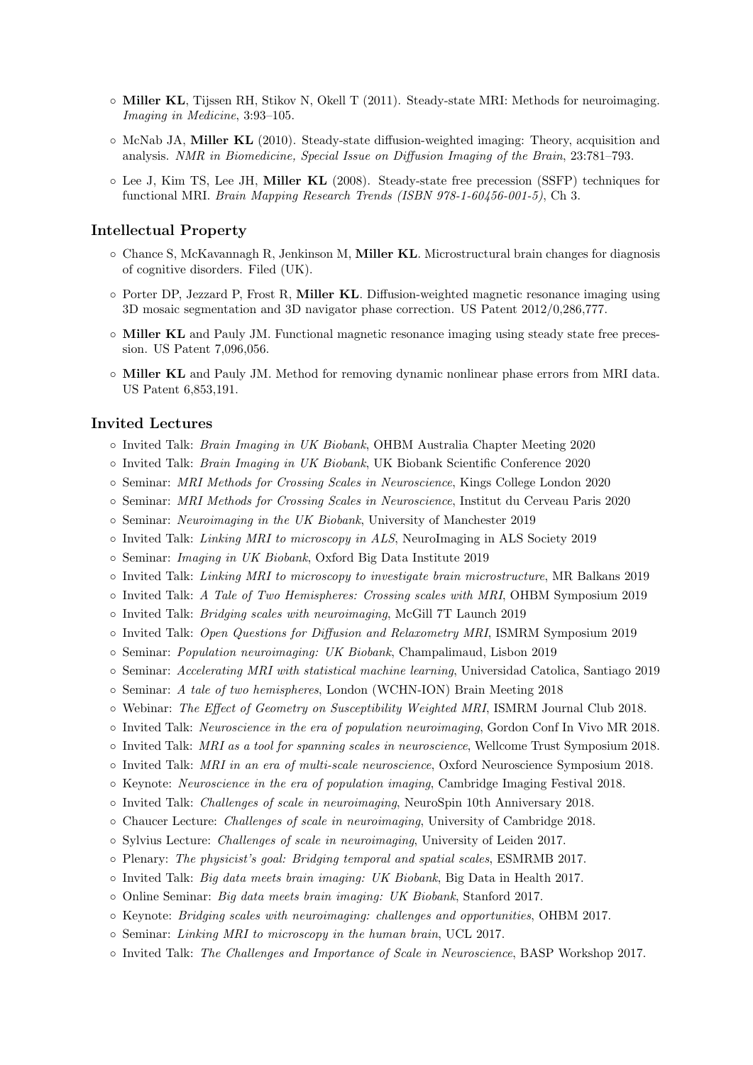- **Miller KL**, Tijssen RH, Stikov N, Okell T (2011). Steady-state MRI: Methods for neuroimaging. *Imaging in Medicine*, 3:93–105.
- McNab JA, **Miller KL** (2010). Steady-state diffusion-weighted imaging: Theory, acquisition and analysis. *NMR in Biomedicine, Special Issue on Diffusion Imaging of the Brain*, 23:781–793.
- Lee J, Kim TS, Lee JH, **Miller KL** (2008). Steady-state free precession (SSFP) techniques for functional MRI. *Brain Mapping Research Trends (ISBN 978-1-60456-001-5)*, Ch 3.

## Intellectual Property

- Chance S, McKavannagh R, Jenkinson M, **Miller KL**. Microstructural brain changes for diagnosis of cognitive disorders. Filed (UK).
- Porter DP, Jezzard P, Frost R, **Miller KL**. Diffusion-weighted magnetic resonance imaging using 3D mosaic segmentation and 3D navigator phase correction. US Patent 2012/0,286,777.
- **Miller KL** and Pauly JM. Functional magnetic resonance imaging using steady state free precession. US Patent 7,096,056.
- **Miller KL** and Pauly JM. Method for removing dynamic nonlinear phase errors from MRI data. US Patent 6,853,191.

## Invited Lectures

- Invited Talk: *Brain Imaging in UK Biobank*, OHBM Australia Chapter Meeting 2020
- Invited Talk: *Brain Imaging in UK Biobank*, UK Biobank Scientific Conference 2020
- Seminar: *MRI Methods for Crossing Scales in Neuroscience*, Kings College London 2020
- Seminar: *MRI Methods for Crossing Scales in Neuroscience*, Institut du Cerveau Paris 2020
- Seminar: *Neuroimaging in the UK Biobank*, University of Manchester 2019
- Invited Talk: *Linking MRI to microscopy in ALS*, NeuroImaging in ALS Society 2019
- Seminar: *Imaging in UK Biobank*, Oxford Big Data Institute 2019
- Invited Talk: *Linking MRI to microscopy to investigate brain microstructure*, MR Balkans 2019
- Invited Talk: *A Tale of Two Hemispheres: Crossing scales with MRI*, OHBM Symposium 2019
- Invited Talk: *Bridging scales with neuroimaging*, McGill 7T Launch 2019
- Invited Talk: *Open Questions for Diffusion and Relaxometry MRI*, ISMRM Symposium 2019
- Seminar: *Population neuroimaging: UK Biobank*, Champalimaud, Lisbon 2019
- Seminar: *Accelerating MRI with statistical machine learning*, Universidad Catolica, Santiago 2019
- Seminar: *A tale of two hemispheres*, London (WCHN-ION) Brain Meeting 2018
- Webinar: *The Effect of Geometry on Susceptibility Weighted MRI*, ISMRM Journal Club 2018.
- Invited Talk: *Neuroscience in the era of population neuroimaging*, Gordon Conf In Vivo MR 2018.
- Invited Talk: *MRI as a tool for spanning scales in neuroscience*, Wellcome Trust Symposium 2018.
- Invited Talk: *MRI in an era of multi-scale neuroscience*, Oxford Neuroscience Symposium 2018.
- Keynote: *Neuroscience in the era of population imaging*, Cambridge Imaging Festival 2018.
- Invited Talk: *Challenges of scale in neuroimaging*, NeuroSpin 10th Anniversary 2018.
- Chaucer Lecture: *Challenges of scale in neuroimaging*, University of Cambridge 2018.
- Sylvius Lecture: *Challenges of scale in neuroimaging*, University of Leiden 2017.
- Plenary: *The physicist's goal: Bridging temporal and spatial scales*, ESMRMB 2017.
- Invited Talk: *Big data meets brain imaging: UK Biobank*, Big Data in Health 2017.
- Online Seminar: *Big data meets brain imaging: UK Biobank*, Stanford 2017.
- Keynote: *Bridging scales with neuroimaging: challenges and opportunities*, OHBM 2017.
- Seminar: *Linking MRI to microscopy in the human brain*, UCL 2017.
- Invited Talk: *The Challenges and Importance of Scale in Neuroscience*, BASP Workshop 2017.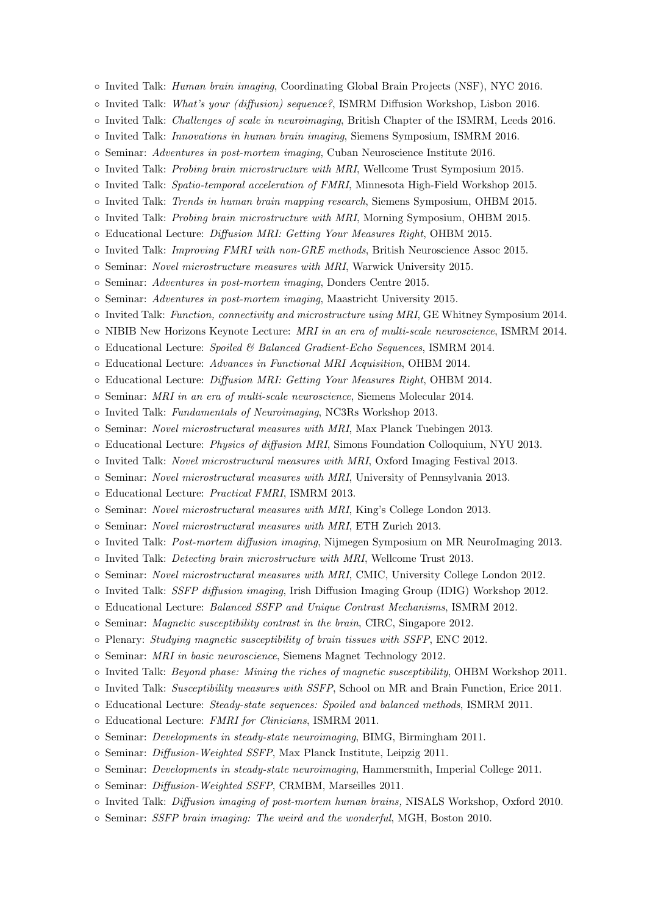- Invited Talk: *Human brain imaging*, Coordinating Global Brain Projects (NSF), NYC 2016.
- Invited Talk: *What's your (diffusion) sequence?*, ISMRM Diffusion Workshop, Lisbon 2016.
- Invited Talk: *Challenges of scale in neuroimaging*, British Chapter of the ISMRM, Leeds 2016.
- Invited Talk: *Innovations in human brain imaging*, Siemens Symposium, ISMRM 2016.
- Seminar: *Adventures in post-mortem imaging*, Cuban Neuroscience Institute 2016.
- Invited Talk: *Probing brain microstructure with MRI*, Wellcome Trust Symposium 2015.
- Invited Talk: *Spatio-temporal acceleration of FMRI*, Minnesota High-Field Workshop 2015.
- Invited Talk: *Trends in human brain mapping research*, Siemens Symposium, OHBM 2015.
- Invited Talk: *Probing brain microstructure with MRI*, Morning Symposium, OHBM 2015.
- Educational Lecture: *Diffusion MRI: Getting Your Measures Right*, OHBM 2015.
- Invited Talk: *Improving FMRI with non-GRE methods*, British Neuroscience Assoc 2015.
- Seminar: *Novel microstructure measures with MRI*, Warwick University 2015.
- Seminar: *Adventures in post-mortem imaging*, Donders Centre 2015.
- Seminar: *Adventures in post-mortem imaging*, Maastricht University 2015.
- Invited Talk: *Function, connectivity and microstructure using MRI*, GE Whitney Symposium 2014.
- NIBIB New Horizons Keynote Lecture: *MRI in an era of multi-scale neuroscience*, ISMRM 2014.
- Educational Lecture: *Spoiled & Balanced Gradient-Echo Sequences*, ISMRM 2014.
- Educational Lecture: *Advances in Functional MRI Acquisition*, OHBM 2014.
- Educational Lecture: *Diffusion MRI: Getting Your Measures Right*, OHBM 2014.
- Seminar: *MRI in an era of multi-scale neuroscience*, Siemens Molecular 2014.
- Invited Talk: *Fundamentals of Neuroimaging*, NC3Rs Workshop 2013.
- Seminar: *Novel microstructural measures with MRI*, Max Planck Tuebingen 2013.
- Educational Lecture: *Physics of diffusion MRI*, Simons Foundation Colloquium, NYU 2013.
- Invited Talk: *Novel microstructural measures with MRI*, Oxford Imaging Festival 2013.
- Seminar: *Novel microstructural measures with MRI*, University of Pennsylvania 2013.
- Educational Lecture: *Practical FMRI*, ISMRM 2013.
- Seminar: *Novel microstructural measures with MRI*, King's College London 2013.
- Seminar: *Novel microstructural measures with MRI*, ETH Zurich 2013.
- Invited Talk: *Post-mortem diffusion imaging*, Nijmegen Symposium on MR NeuroImaging 2013.
- Invited Talk: *Detecting brain microstructure with MRI*, Wellcome Trust 2013.
- Seminar: *Novel microstructural measures with MRI*, CMIC, University College London 2012.
- Invited Talk: *SSFP diffusion imaging*, Irish Diffusion Imaging Group (IDIG) Workshop 2012.
- Educational Lecture: *Balanced SSFP and Unique Contrast Mechanisms*, ISMRM 2012.
- Seminar: *Magnetic susceptibility contrast in the brain*, CIRC, Singapore 2012.
- Plenary: *Studying magnetic susceptibility of brain tissues with SSFP*, ENC 2012.
- Seminar: *MRI in basic neuroscience*, Siemens Magnet Technology 2012.
- Invited Talk: *Beyond phase: Mining the riches of magnetic susceptibility*, OHBM Workshop 2011.
- Invited Talk: *Susceptibility measures with SSFP*, School on MR and Brain Function, Erice 2011.
- Educational Lecture: *Steady-state sequences: Spoiled and balanced methods*, ISMRM 2011.
- Educational Lecture: *FMRI for Clinicians*, ISMRM 2011.
- Seminar: *Developments in steady-state neuroimaging*, BIMG, Birmingham 2011.
- Seminar: *Diffusion-Weighted SSFP*, Max Planck Institute, Leipzig 2011.
- Seminar: *Developments in steady-state neuroimaging*, Hammersmith, Imperial College 2011.
- Seminar: *Diffusion-Weighted SSFP*, CRMBM, Marseilles 2011.
- Invited Talk: *Diffusion imaging of post-mortem human brains,* NISALS Workshop, Oxford 2010.
- Seminar: *SSFP brain imaging: The weird and the wonderful*, MGH, Boston 2010.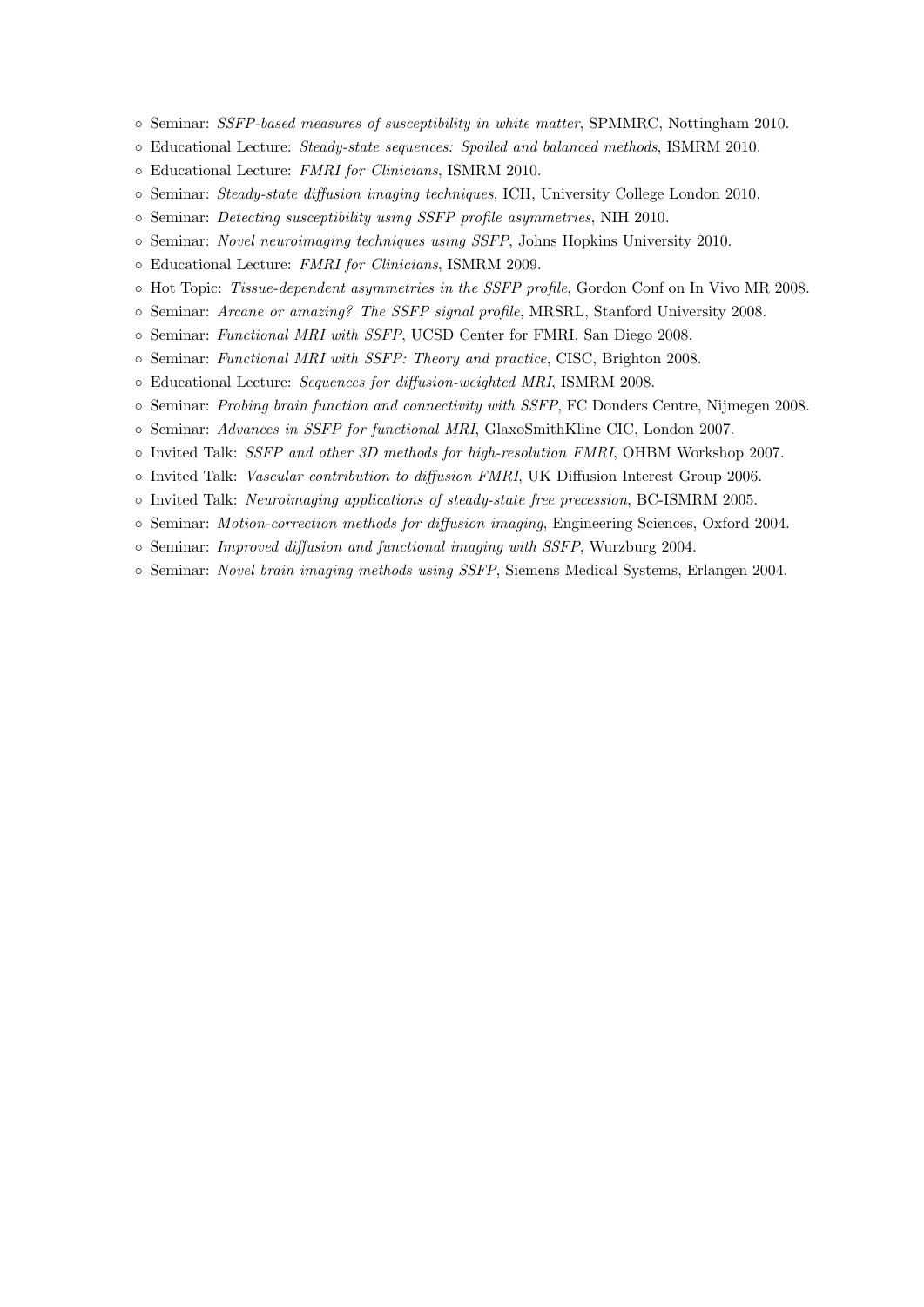- Seminar: *SSFP-based measures of susceptibility in white matter*, SPMMRC, Nottingham 2010.
- Educational Lecture: *Steady-state sequences: Spoiled and balanced methods*, ISMRM 2010.
- Educational Lecture: *FMRI for Clinicians*, ISMRM 2010.
- Seminar: *Steady-state diffusion imaging techniques*, ICH, University College London 2010.
- Seminar: *Detecting susceptibility using SSFP profile asymmetries*, NIH 2010.
- Seminar: *Novel neuroimaging techniques using SSFP*, Johns Hopkins University 2010.
- Educational Lecture: *FMRI for Clinicians*, ISMRM 2009.
- Hot Topic: *Tissue-dependent asymmetries in the SSFP profile*, Gordon Conf on In Vivo MR 2008.
- Seminar: *Arcane or amazing? The SSFP signal profile*, MRSRL, Stanford University 2008.
- Seminar: *Functional MRI with SSFP*, UCSD Center for FMRI, San Diego 2008.
- Seminar: *Functional MRI with SSFP: Theory and practice*, CISC, Brighton 2008.
- Educational Lecture: *Sequences for diffusion-weighted MRI*, ISMRM 2008.
- Seminar: *Probing brain function and connectivity with SSFP*, FC Donders Centre, Nijmegen 2008.
- Seminar: *Advances in SSFP for functional MRI*, GlaxoSmithKline CIC, London 2007.
- Invited Talk: *SSFP and other 3D methods for high-resolution FMRI*, OHBM Workshop 2007.
- Invited Talk: *Vascular contribution to diffusion FMRI*, UK Diffusion Interest Group 2006.
- Invited Talk: *Neuroimaging applications of steady-state free precession*, BC-ISMRM 2005.
- Seminar: *Motion-correction methods for diffusion imaging*, Engineering Sciences, Oxford 2004.
- Seminar: *Improved diffusion and functional imaging with SSFP*, Wurzburg 2004.
- Seminar: *Novel brain imaging methods using SSFP*, Siemens Medical Systems, Erlangen 2004.